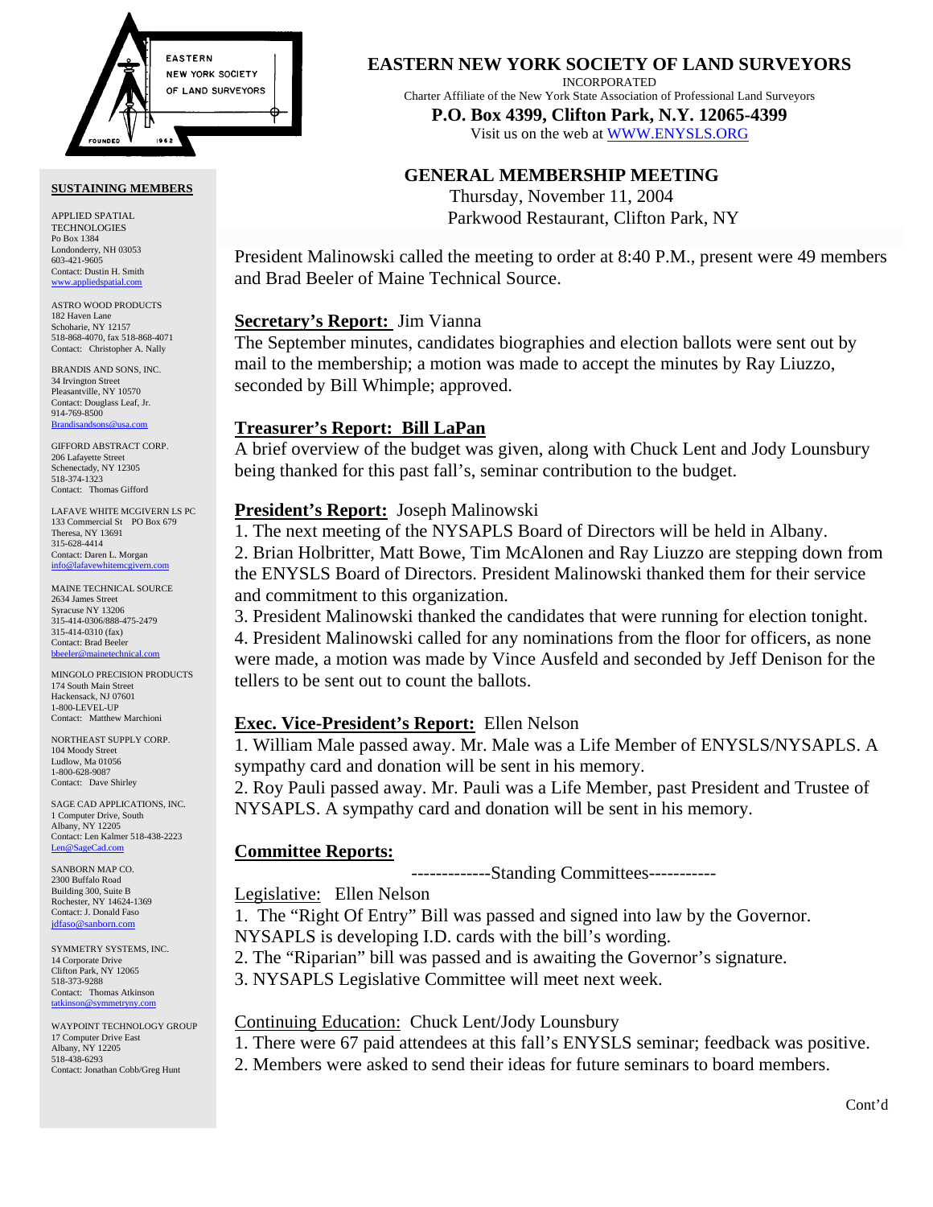# EASTERN NEW YORK SOCIETY OF LAND SURVEYORS

INCORPORATED

Charter Affiliate of the New York State Association of Professional Land Surveyors

**P.O. Box 4399, Clifton Park, N.Y. 12065-4399**

Visit us on the web at WWW.ENYSLS.ORG

## GENERAL MEMBERSHIP MEETING

Thursday, November 11, 2004

Parkwood Restaurant, Clifton Park, NY

President Malinowski called the meeting to order at 8:40 P.M., present were 49 members and Brad Beeler of Maine Technical Source.

**Secretary's Report:** Jim Vianna

The September minutes, candidates biographies and election ballots were sent out by mail to the membership; a motion was made to accept the minutes by Ray Liuzzo, seconded by Bill Whimple; approved.

**Treasurer's Report: Bill LaPan**

A brief overview of the budget was given, along with Chuck Lent and Jody Lounsbury being thanked for this past fall's, seminar contribution to the budget.

**President's Report:** Joseph Malinowski

1. The next meeting of the NYSAPLS Board of Directors will be held in Albany.
2. Brian Holbritter, Matt Bowe, Tim McAlonen and Ray Liuzzo are stepping down from the ENYSLS Board of Directors. President Malinowski thanked them for their service and commitment to this organization.
3. President Malinowski thanked the candidates that were running for election tonight.
4. President Malinowski called for any nominations from the floor for officers, as none were made, a motion was made by Vince Ausfeld and seconded by Jeff Denison for the tellers to be sent out to count the ballots.

**Exec. Vice-President's Report:** Ellen Nelson

1. William Male passed away. Mr. Male was a Life Member of ENYSLS/NYSAPLS. A sympathy card and donation will be sent in his memory.
2. Roy Pauli passed away. Mr. Pauli was a Life Member, past President and Trustee of NYSAPLS. A sympathy card and donation will be sent in his memory.

**Committee Reports:**

-------------Standing Committees-----------

Legislative: Ellen Nelson

1. The "Right Of Entry" Bill was passed and signed into law by the Governor. NYSAPLS is developing I.D. cards with the bill's wording.
2. The "Riparian" bill was passed and is awaiting the Governor's signature.
3. NYSAPLS Legislative Committee will meet next week.

Continuing Education: Chuck Lent/Jody Lounsbury

1. There were 67 paid attendees at this fall's ENYSLS seminar; feedback was positive.
2. Members were asked to send their ideas for future seminars to board members.

Cont'd

**SUSTAINING MEMBERS**

APPLIED SPATIAL TECHNOLOGIES
Po Box 1384
Londonderry, NH 03053
603-421-9605
Contact: Dustin H. Smith
www.appliedspatial.com

ASTRO WOOD PRODUCTS
182 Haven Lane
Schoharie, NY 12157
518-868-4070, fax 518-868-4071
Contact: Christopher A. Nally

BRANDIS AND SONS, INC.
34 Irvington Street
Pleasantville, NY 10570
Contact: Douglass Leaf, Jr.
914-769-8500
Brandisandsons@usa.com

GIFFORD ABSTRACT CORP.
206 Lafayette Street
Schenectady, NY 12305
518-374-1323
Contact: Thomas Gifford

LAFAVE WHITE MCGIVERN LS PC
133 Commercial St PO Box 679
Theresa, NY 13691
315-628-4414
Contact: Daren L. Morgan
info@lafavewhitemcgivern.com

MAINE TECHNICAL SOURCE
2634 James Street
Syracuse NY 13206
315-414-0306/888-475-2479
315-414-0310 (fax)
Contact: Brad Beeler
bbeeler@mainetechnical.com

MINGOLO PRECISION PRODUCTS
174 South Main Street
Hackensack, NJ 07601
1-800-LEVEL-UP
Contact: Matthew Marchioni

NORTHEAST SUPPLY CORP.
104 Moody Street
Ludlow, Ma 01056
1-800-628-9087
Contact: Dave Shirley

SAGE CAD APPLICATIONS, INC.
1 Computer Drive, South
Albany, NY 12205
Contact: Len Kalmer 518-438-2223
Len@SageCad.com

SANBORN MAP CO.
2300 Buffalo Road
Building 300, Suite B
Rochester, NY 14624-1369
Contact: J. Donald Faso
jdfaso@sanborn.com

SYMMETRY SYSTEMS, INC.
14 Corporate Drive
Clifton Park, NY 12065
518-373-9288
Contact: Thomas Atkinson
tatkinson@symmetryny.com

WAYPOINT TECHNOLOGY GROUP
17 Computer Drive East
Albany, NY 12205
518-438-6293
Contact: Jonathan Cobb/Greg Hunt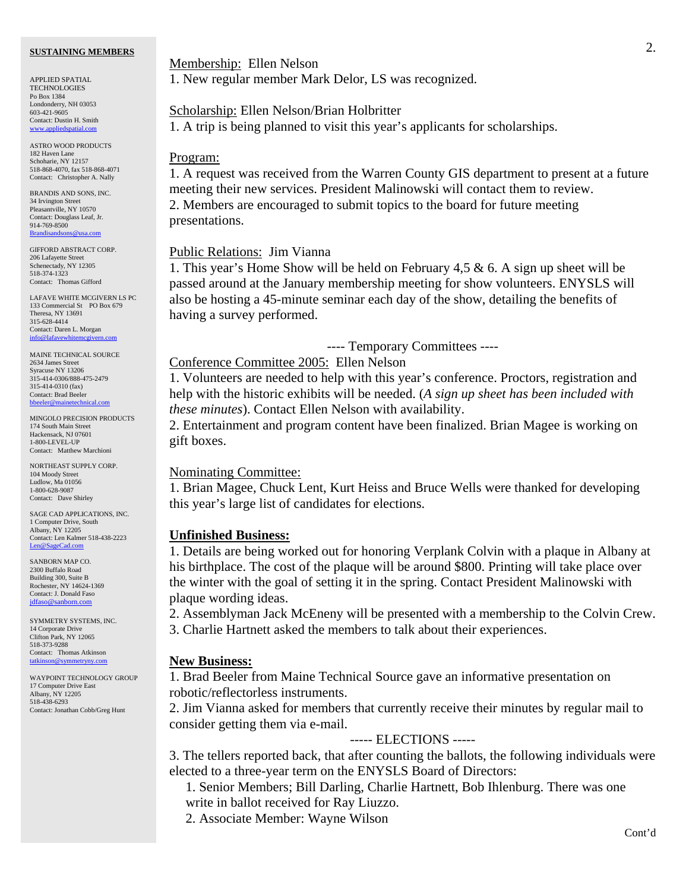## SUSTAINING MEMBERS

APPLIED SPATIAL TECHNOLOGIES
Po Box 1384
Londonderry, NH 03053
603-421-9605
Contact: Dustin H. Smith
www.appliedspatial.com

ASTRO WOOD PRODUCTS
182 Haven Lane
Schoharie, NY 12157
518-868-4070, fax 518-868-4071
Contact: Christopher A. Nally

BRANDIS AND SONS, INC.
34 Irvington Street
Pleasantville, NY 10570
Contact: Douglass Leaf, Jr.
914-769-8500
Brandisandsons@usa.com

GIFFORD ABSTRACT CORP.
206 Lafayette Street
Schenectady, NY 12305
518-374-1323
Contact: Thomas Gifford

LAFAVE WHITE MCGIVERN LS PC
133 Commercial St PO Box 679
Theresa, NY 13691
315-628-4414
Contact: Daren L. Morgan
info@lafavewhitemcgivern.com

MAINE TECHNICAL SOURCE
2634 James Street
Syracuse NY 13206
315-414-0306/888-475-2479
315-414-0310 (fax)
Contact: Brad Beeler
bbeeler@mainetechnical.com

MINGOLO PRECISION PRODUCTS
174 South Main Street
Hackensack, NJ 07601
1-800-LEVEL-UP
Contact: Matthew Marchioni

NORTHEAST SUPPLY CORP.
104 Moody Street
Ludlow, Ma 01056
1-800-628-9087
Contact: Dave Shirley

SAGE CAD APPLICATIONS, INC.
1 Computer Drive, South
Albany, NY 12205
Contact: Len Kalmer 518-438-2223
Len@SageCad.com

SANBORN MAP CO.
2300 Buffalo Road
Building 300, Suite B
Rochester, NY 14624-1369
Contact: J. Donald Faso
jdfaso@sanborn.com

SYMMETRY SYSTEMS, INC.
14 Corporate Drive
Clifton Park, NY 12065
518-373-9288
Contact: Thomas Atkinson
tatkinson@symmetryny.com

WAYPOINT TECHNOLOGY GROUP
17 Computer Drive East
Albany, NY 12205
518-438-6293
Contact: Jonathan Cobb/Greg Hunt

---

Membership: Ellen Nelson
1. New regular member Mark Delor, LS was recognized.

Scholarship: Ellen Nelson/Brian Holbritter
1. A trip is being planned to visit this year's applicants for scholarships.

Program:
1. A request was received from the Warren County GIS department to present at a future meeting their new services. President Malinowski will contact them to review.
2. Members are encouraged to submit topics to the board for future meeting presentations.

Public Relations: Jim Vianna
1. This year's Home Show will be held on February 4,5 & 6. A sign up sheet will be passed around at the January membership meeting for show volunteers. ENYSLS will also be hosting a 45-minute seminar each day of the show, detailing the benefits of having a survey performed.

---- Temporary Committees ----

Conference Committee 2005: Ellen Nelson
1. Volunteers are needed to help with this year's conference. Proctors, registration and help with the historic exhibits will be needed. (*A sign up sheet has been included with these minutes*). Contact Ellen Nelson with availability.
2. Entertainment and program content have been finalized. Brian Magee is working on gift boxes.

Nominating Committee:
1. Brian Magee, Chuck Lent, Kurt Heiss and Bruce Wells were thanked for developing this year's large list of candidates for elections.

**Unfinished Business:**
1. Details are being worked out for honoring Verplank Colvin with a plaque in Albany at his birthplace. The cost of the plaque will be around $800. Printing will take place over the winter with the goal of setting it in the spring. Contact President Malinowski with plaque wording ideas.
2. Assemblyman Jack McEneny will be presented with a membership to the Colvin Crew.
3. Charlie Hartnett asked the members to talk about their experiences.

**New Business:**
1. Brad Beeler from Maine Technical Source gave an informative presentation on robotic/reflectorless instruments.
2. Jim Vianna asked for members that currently receive their minutes by regular mail to consider getting them via e-mail.

----- ELECTIONS -----

3. The tellers reported back, that after counting the ballots, the following individuals were elected to a three-year term on the ENYSLS Board of Directors:
   1. Senior Members; Bill Darling, Charlie Hartnett, Bob Ihlenburg. There was one write in ballot received for Ray Liuzzo.
   2. Associate Member: Wayne Wilson

Cont'd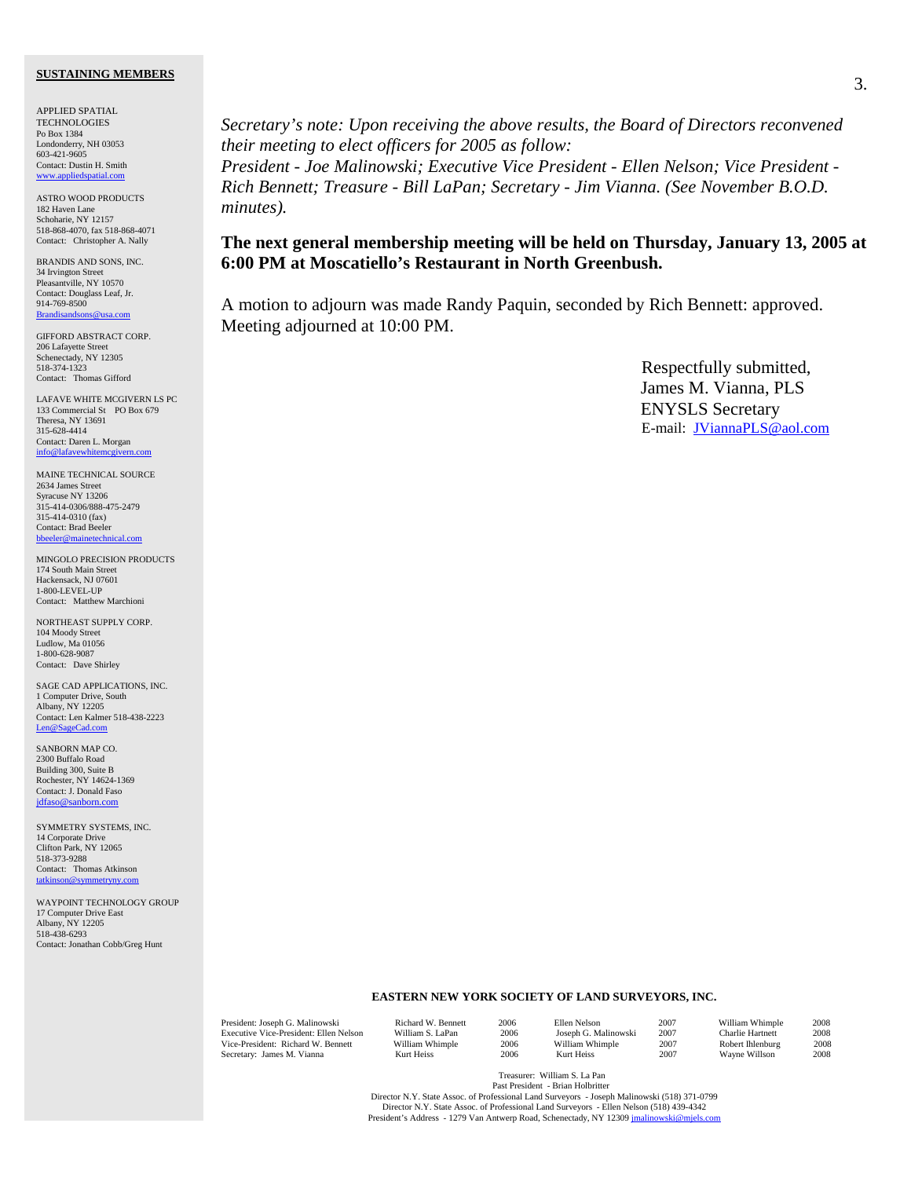## SUSTAINING MEMBERS

APPLIED SPATIAL TECHNOLOGIES
Po Box 1384
Londonderry, NH 03053
603-421-9605
Contact: Dustin H. Smith
www.appliedspatial.com

ASTRO WOOD PRODUCTS
182 Haven Lane
Schoharie, NY 12157
518-868-4070, fax 518-868-4071
Contact: Christopher A. Nally

BRANDIS AND SONS, INC.
34 Irvington Street
Pleasantville, NY 10570
Contact: Douglass Leaf, Jr.
914-769-8500
Brandisandsons@usa.com

GIFFORD ABSTRACT CORP.
206 Lafayette Street
Schenectady, NY 12305
518-374-1323
Contact: Thomas Gifford

LAFAVE WHITE MCGIVERN LS PC
133 Commercial St PO Box 679
Theresa, NY 13691
315-628-4414
Contact: Daren L. Morgan
info@lafavewhitemcgivern.com

MAINE TECHNICAL SOURCE
2634 James Street
Syracuse NY 13206
315-414-0306/888-475-2479
315-414-0310 (fax)
Contact: Brad Beeler
bbeeler@mainetechnical.com

MINGOLO PRECISION PRODUCTS
174 South Main Street
Hackensack, NJ 07601
1-800-LEVEL-UP
Contact: Matthew Marchioni

NORTHEAST SUPPLY CORP.
104 Moody Street
Ludlow, Ma 01056
1-800-628-9087
Contact: Dave Shirley

SAGE CAD APPLICATIONS, INC.
1 Computer Drive, South
Albany, NY 12205
Contact: Len Kalmer 518-438-2223
Len@SageCad.com

SANBORN MAP CO.
2300 Buffalo Road
Building 300, Suite B
Rochester, NY 14624-1369
Contact: J. Donald Faso
jdfaso@sanborn.com

SYMMETRY SYSTEMS, INC.
14 Corporate Drive
Clifton Park, NY 12065
518-373-9288
Contact: Thomas Atkinson
tatkinson@symmetryny.com

WAYPOINT TECHNOLOGY GROUP
17 Computer Drive East
Albany, NY 12205
518-438-6293
Contact: Jonathan Cobb/Greg Hunt

*Secretary's note: Upon receiving the above results, the Board of Directors reconvened their meeting to elect officers for 2005 as follow:*
*President - Joe Malinowski; Executive Vice President - Ellen Nelson; Vice President - Rich Bennett; Treasure - Bill LaPan; Secretary - Jim Vianna. (See November B.O.D. minutes).*

**The next general membership meeting will be held on Thursday, January 13, 2005 at 6:00 PM at Moscatiello's Restaurant in North Greenbush.**

A motion to adjourn was made Randy Paquin, seconded by Rich Bennett: approved. Meeting adjourned at 10:00 PM.

Respectfully submitted,
James M. Vianna, PLS
ENYSLS Secretary
E-mail: JViannaPLS@aol.com

**EASTERN NEW YORK SOCIETY OF LAND SURVEYORS, INC.**

| | | | | | | | |
|---|---|---|---|---|---|---|---|
| President: Joseph G. Malinowski | Richard W. Bennett | 2006 | Ellen Nelson | 2007 | William Whimple | 2008 |
| Executive Vice-President: Ellen Nelson | William S. LaPan | 2006 | Joseph G. Malinowski | 2007 | Charlie Hartnett | 2008 |
| Vice-President: Richard W. Bennett | William Whimple | 2006 | William Whimple | 2007 | Robert Ihlenburg | 2008 |
| Secretary: James M. Vianna | Kurt Heiss | 2006 | Kurt Heiss | 2007 | Wayne Willson | 2008 |

Treasurer: William S. La Pan
Past President - Brian Holbritter
Director N.Y. State Assoc. of Professional Land Surveyors - Joseph Malinowski (518) 371-0799
Director N.Y. State Assoc. of Professional Land Surveyors - Ellen Nelson (518) 439-4342
President's Address - 1279 Van Antwerp Road, Schenectady, NY 12309 jmalinowski@mjels.com